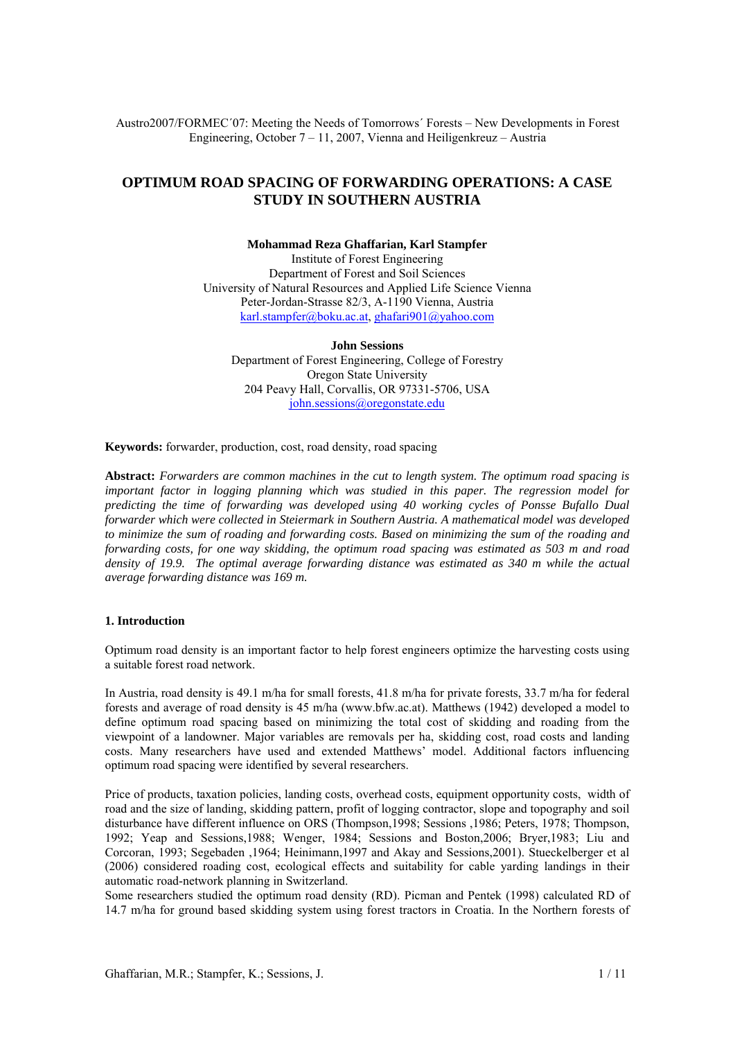Austro2007/FORMEC´07: Meeting the Needs of Tomorrows´ Forests – New Developments in Forest Engineering, October 7 – 11, 2007, Vienna and Heiligenkreuz – Austria

# OPTIMUM ROAD SPACING OF FORWARDING OPERATIONS: A CASE STUDY IN SOUTHERN AUSTRIA

**Mohammad Reza Ghaffarian, Karl Stampfer**
Institute of Forest Engineering
Department of Forest and Soil Sciences
University of Natural Resources and Applied Life Science Vienna
Peter-Jordan-Strasse 82/3, A-1190 Vienna, Austria
karl.stampfer@boku.ac.at, ghafari901@yahoo.com

**John Sessions**
Department of Forest Engineering, College of Forestry
Oregon State University
204 Peavy Hall, Corvallis, OR 97331-5706, USA
john.sessions@oregonstate.edu

**Keywords:** forwarder, production, cost, road density, road spacing

**Abstract:** *Forwarders are common machines in the cut to length system. The optimum road spacing is important factor in logging planning which was studied in this paper. The regression model for predicting the time of forwarding was developed using 40 working cycles of Ponsse Bufallo Dual forwarder which were collected in Steiermark in Southern Austria. A mathematical model was developed to minimize the sum of roading and forwarding costs. Based on minimizing the sum of the roading and forwarding costs, for one way skidding, the optimum road spacing was estimated as 503 m and road density of 19.9. The optimal average forwarding distance was estimated as 340 m while the actual average forwarding distance was 169 m.*

## 1. Introduction

Optimum road density is an important factor to help forest engineers optimize the harvesting costs using a suitable forest road network.

In Austria, road density is 49.1 m/ha for small forests, 41.8 m/ha for private forests, 33.7 m/ha for federal forests and average of road density is 45 m/ha (www.bfw.ac.at). Matthews (1942) developed a model to define optimum road spacing based on minimizing the total cost of skidding and roading from the viewpoint of a landowner. Major variables are removals per ha, skidding cost, road costs and landing costs. Many researchers have used and extended Matthews' model. Additional factors influencing optimum road spacing were identified by several researchers.

Price of products, taxation policies, landing costs, overhead costs, equipment opportunity costs, width of road and the size of landing, skidding pattern, profit of logging contractor, slope and topography and soil disturbance have different influence on ORS (Thompson,1998; Sessions ,1986; Peters, 1978; Thompson, 1992; Yeap and Sessions,1988; Wenger, 1984; Sessions and Boston,2006; Bryer,1983; Liu and Corcoran, 1993; Segebaden ,1964; Heinimann,1997 and Akay and Sessions,2001). Stueckelberger et al (2006) considered roading cost, ecological effects and suitability for cable yarding landings in their automatic road-network planning in Switzerland.

Some researchers studied the optimum road density (RD). Picman and Pentek (1998) calculated RD of 14.7 m/ha for ground based skidding system using forest tractors in Croatia. In the Northern forests of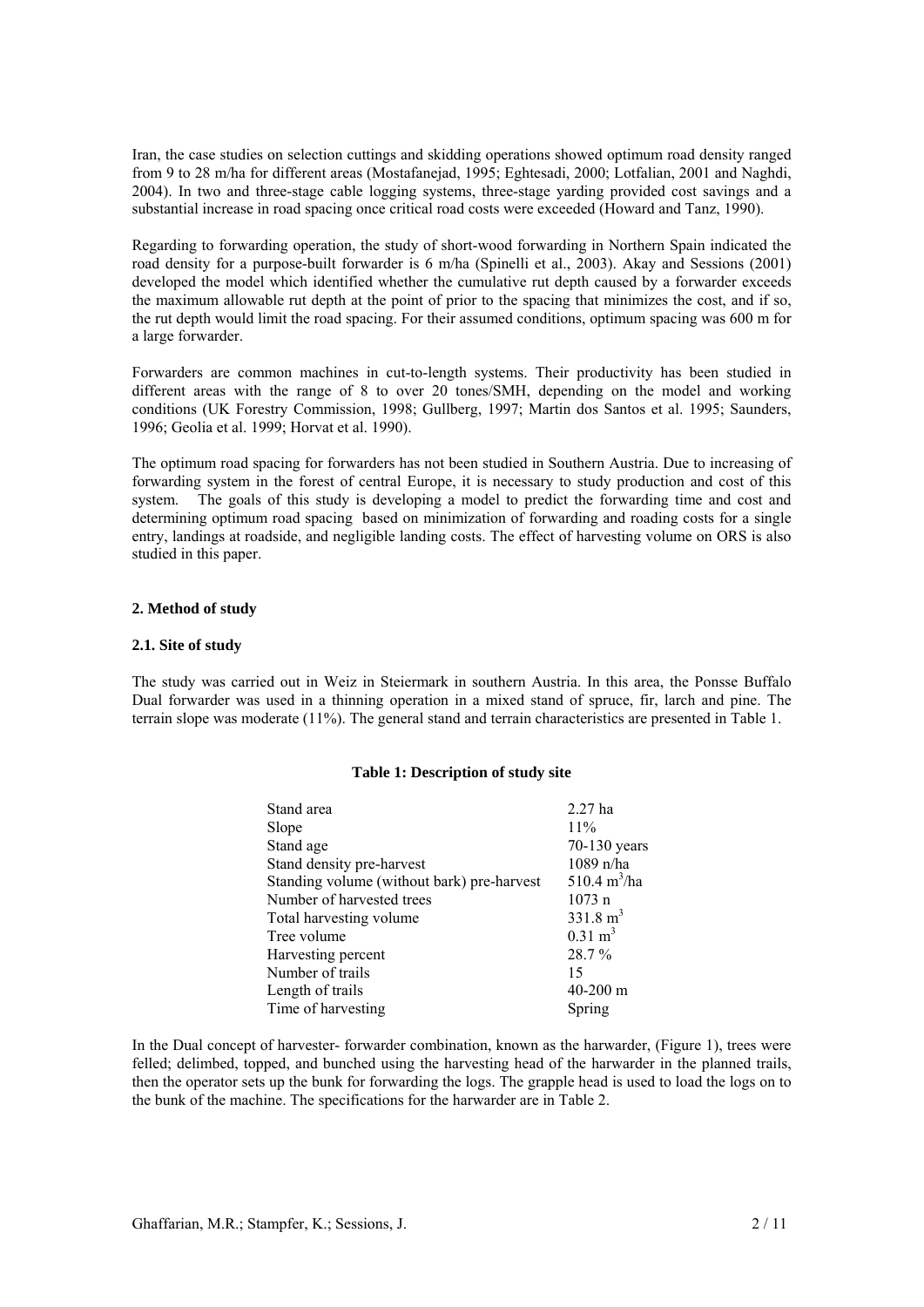Iran, the case studies on selection cuttings and skidding operations showed optimum road density ranged from 9 to 28 m/ha for different areas (Mostafanejad, 1995; Eghtesadi, 2000; Lotfalian, 2001 and Naghdi, 2004). In two and three-stage cable logging systems, three-stage yarding provided cost savings and a substantial increase in road spacing once critical road costs were exceeded (Howard and Tanz, 1990).

Regarding to forwarding operation, the study of short-wood forwarding in Northern Spain indicated the road density for a purpose-built forwarder is 6 m/ha (Spinelli et al., 2003). Akay and Sessions (2001) developed the model which identified whether the cumulative rut depth caused by a forwarder exceeds the maximum allowable rut depth at the point of prior to the spacing that minimizes the cost, and if so, the rut depth would limit the road spacing. For their assumed conditions, optimum spacing was 600 m for a large forwarder.

Forwarders are common machines in cut-to-length systems. Their productivity has been studied in different areas with the range of 8 to over 20 tones/SMH, depending on the model and working conditions (UK Forestry Commission, 1998; Gullberg, 1997; Martin dos Santos et al. 1995; Saunders, 1996; Geolia et al. 1999; Horvat et al. 1990).

The optimum road spacing for forwarders has not been studied in Southern Austria. Due to increasing of forwarding system in the forest of central Europe, it is necessary to study production and cost of this system. The goals of this study is developing a model to predict the forwarding time and cost and determining optimum road spacing based on minimization of forwarding and roading costs for a single entry, landings at roadside, and negligible landing costs. The effect of harvesting volume on ORS is also studied in this paper.

## 2. Method of study

### 2.1. Site of study

The study was carried out in Weiz in Steiermark in southern Austria. In this area, the Ponsse Buffalo Dual forwarder was used in a thinning operation in a mixed stand of spruce, fir, larch and pine. The terrain slope was moderate (11%). The general stand and terrain characteristics are presented in Table 1.

**Table 1: Description of study site**

| | |
|---|---|
| Stand area | 2.27 ha |
| Slope | 11% |
| Stand age | 70-130 years |
| Stand density pre-harvest | 1089 n/ha |
| Standing volume (without bark) pre-harvest | 510.4 $m^3$/ha |
| Number of harvested trees | 1073 n |
| Total harvesting volume | 331.8 $m^3$ |
| Tree volume | 0.31 $m^3$ |
| Harvesting percent | 28.7 % |
| Number of trails | 15 |
| Length of trails | 40-200 m |
| Time of harvesting | Spring |

In the Dual concept of harvester- forwarder combination, known as the harwarder, (Figure 1), trees were felled; delimbed, topped, and bunched using the harvesting head of the harwarder in the planned trails, then the operator sets up the bunk for forwarding the logs. The grapple head is used to load the logs on to the bunk of the machine. The specifications for the harwarder are in Table 2.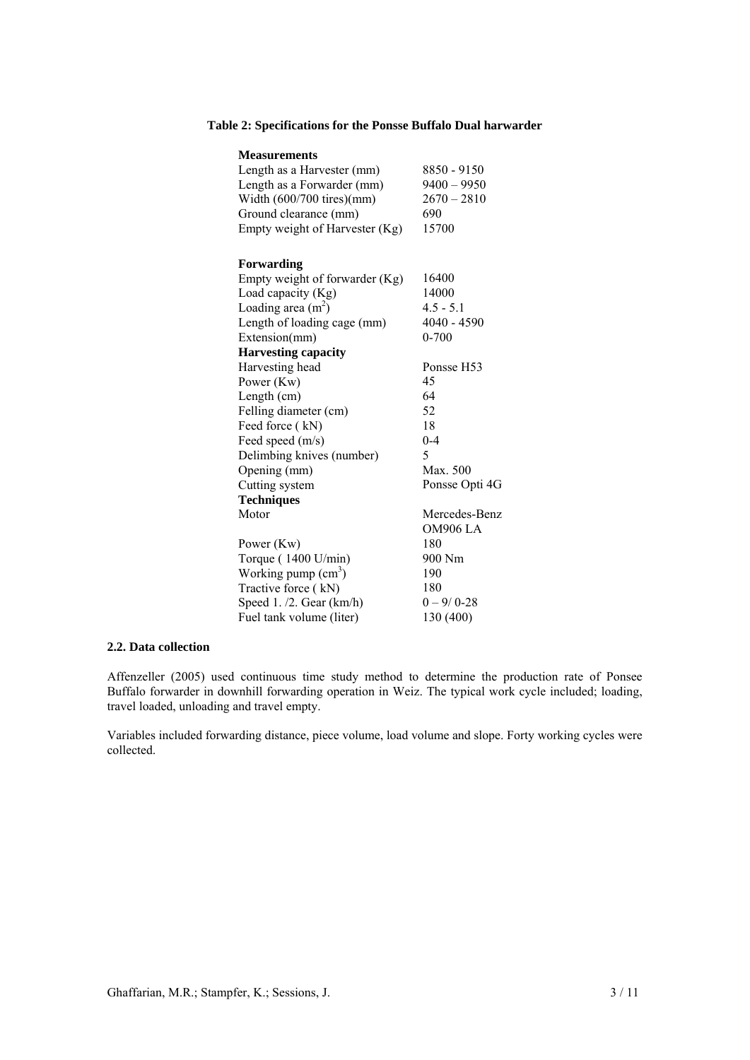**Table 2: Specifications for the Ponsse Buffalo Dual harwarder**

| **Measurements** | |
|---|---|
| Length as a Harvester (mm) | 8850 - 9150 |
| Length as a Forwarder (mm) | 9400 – 9950 |
| Width (600/700 tires)(mm) | 2670 – 2810 |
| Ground clearance (mm) | 690 |
| Empty weight of Harvester (Kg) | 15700 |
| **Forwarding** | |
| Empty weight of forwarder (Kg) | 16400 |
| Load capacity (Kg) | 14000 |
| Loading area ($m^2$) | 4.5 - 5.1 |
| Length of loading cage (mm) | 4040 - 4590 |
| Extension(mm) | 0-700 |
| **Harvesting capacity** | |
| Harvesting head | Ponsse H53 |
| Power (Kw) | 45 |
| Length (cm) | 64 |
| Felling diameter (cm) | 52 |
| Feed force ( kN) | 18 |
| Feed speed (m/s) | 0-4 |
| Delimbing knives (number) | 5 |
| Opening (mm) | Max. 500 |
| Cutting system | Ponsse Opti 4G |
| **Techniques** | |
| Motor | Mercedes-Benz OM906 LA |
| Power (Kw) | 180 |
| Torque ( 1400 U/min) | 900 Nm |
| Working pump ($cm^3$) | 190 |
| Tractive force ( kN) | 180 |
| Speed 1. /2. Gear (km/h) | 0 – 9/ 0-28 |
| Fuel tank volume (liter) | 130 (400) |

### 2.2. Data collection

Affenzeller (2005) used continuous time study method to determine the production rate of Ponsee Buffalo forwarder in downhill forwarding operation in Weiz. The typical work cycle included; loading, travel loaded, unloading and travel empty.

Variables included forwarding distance, piece volume, load volume and slope. Forty working cycles were collected.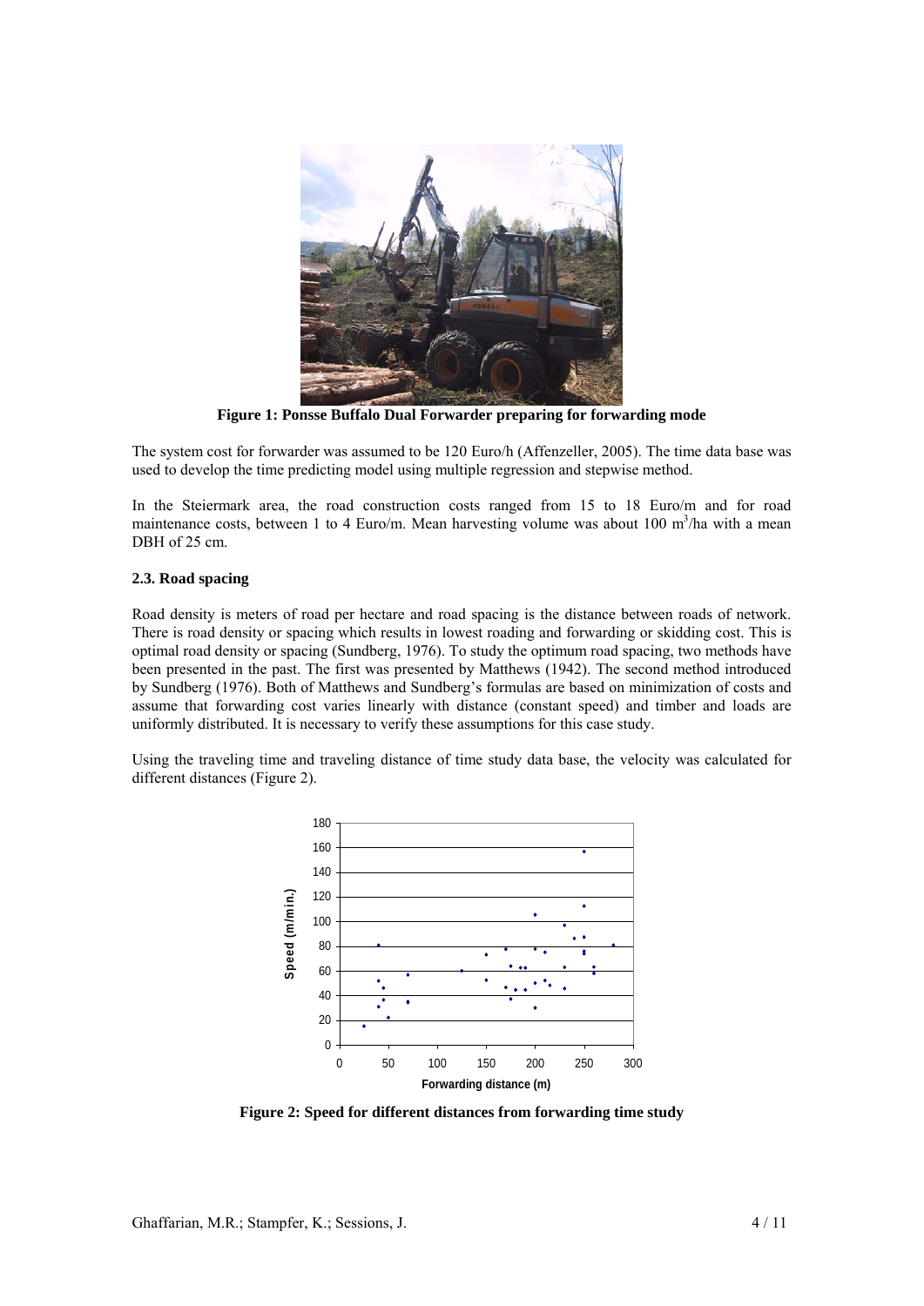Figure 1: Ponsse Buffalo Dual Forwarder preparing for forwarding mode

The system cost for forwarder was assumed to be 120 Euro/h (Affenzeller, 2005). The time data base was used to develop the time predicting model using multiple regression and stepwise method.

In the Steiermark area, the road construction costs ranged from 15 to 18 Euro/m and for road maintenance costs, between 1 to 4 Euro/m. Mean harvesting volume was about 100 $m^3$/ha with a mean DBH of 25 cm.

### 2.3. Road spacing

Road density is meters of road per hectare and road spacing is the distance between roads of network. There is road density or spacing which results in lowest roading and forwarding or skidding cost. This is optimal road density or spacing (Sundberg, 1976). To study the optimum road spacing, two methods have been presented in the past. The first was presented by Matthews (1942). The second method introduced by Sundberg (1976). Both of Matthews and Sundberg's formulas are based on minimization of costs and assume that forwarding cost varies linearly with distance (constant speed) and timber and loads are uniformly distributed. It is necessary to verify these assumptions for this case study.

Using the traveling time and traveling distance of time study data base, the velocity was calculated for different distances (Figure 2).

Figure 2: Speed for different distances from forwarding time study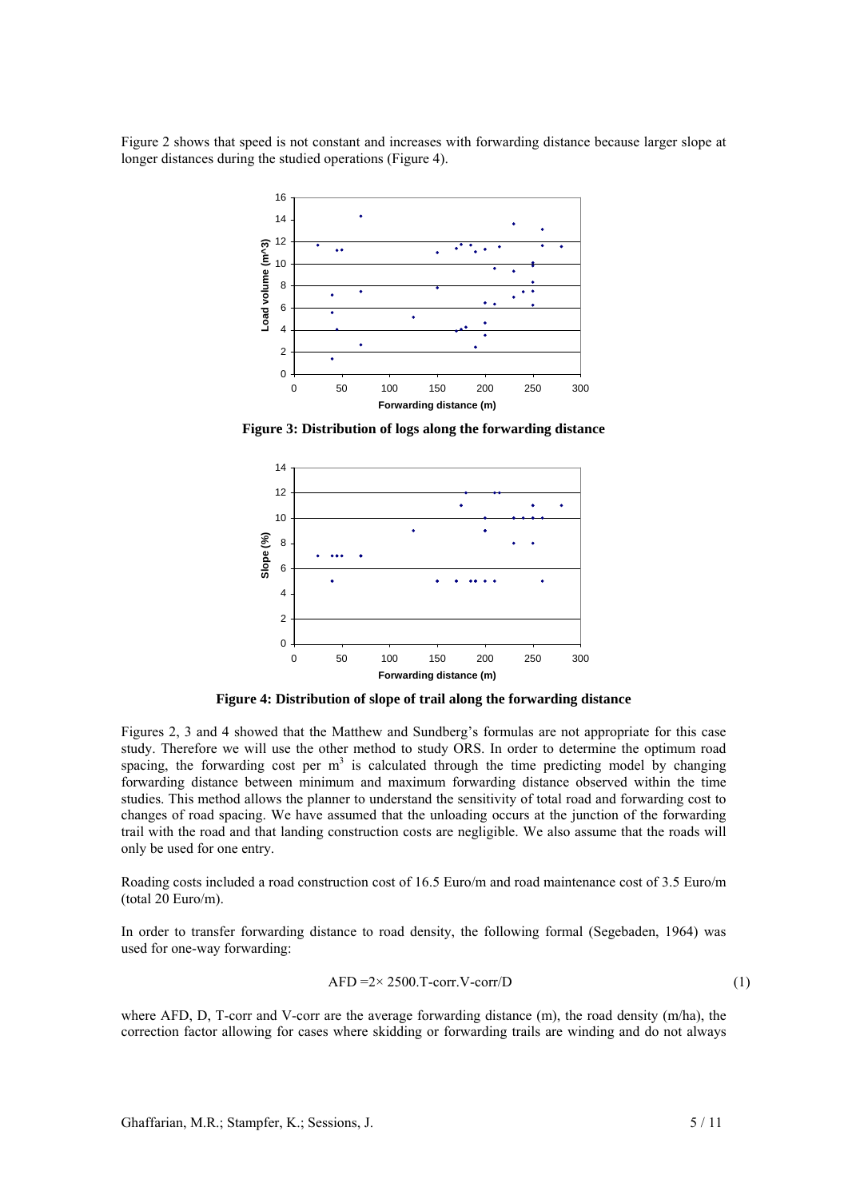Figure 2 shows that speed is not constant and increases with forwarding distance because larger slope at longer distances during the studied operations (Figure 4).

**Figure 3: Distribution of logs along the forwarding distance**

**Figure 4: Distribution of slope of trail along the forwarding distance**

Figures 2, 3 and 4 showed that the Matthew and Sundberg's formulas are not appropriate for this case study. Therefore we will use the other method to study ORS. In order to determine the optimum road spacing, the forwarding cost per $m^3$ is calculated through the time predicting model by changing forwarding distance between minimum and maximum forwarding distance observed within the time studies. This method allows the planner to understand the sensitivity of total road and forwarding cost to changes of road spacing. We have assumed that the unloading occurs at the junction of the forwarding trail with the road and that landing construction costs are negligible. We also assume that the roads will only be used for one entry.

Roading costs included a road construction cost of 16.5 Euro/m and road maintenance cost of 3.5 Euro/m (total 20 Euro/m).

In order to transfer forwarding distance to road density, the following formal (Segebaden, 1964) was used for one-way forwarding:

$$AFD = 2 \times 2500.\text{T-corr.V-corr}/D \qquad (1)$$

where AFD, D, T-corr and V-corr are the average forwarding distance (m), the road density (m/ha), the correction factor allowing for cases where skidding or forwarding trails are winding and do not always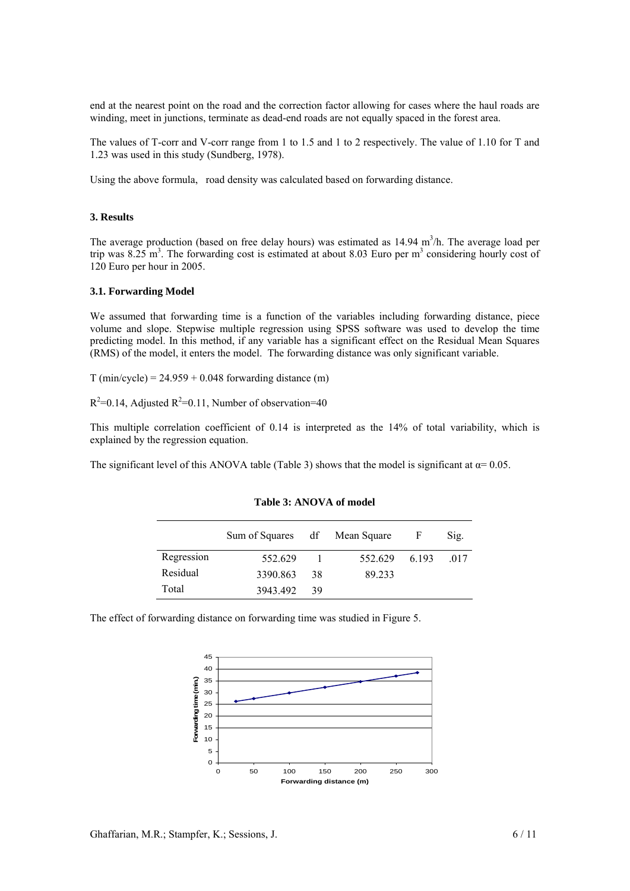end at the nearest point on the road and the correction factor allowing for cases where the haul roads are winding, meet in junctions, terminate as dead-end roads are not equally spaced in the forest area.

The values of T-corr and V-corr range from 1 to 1.5 and 1 to 2 respectively. The value of 1.10 for T and 1.23 was used in this study (Sundberg, 1978).

Using the above formula, road density was calculated based on forwarding distance.

### 3. Results

The average production (based on free delay hours) was estimated as 14.94 $m^3$/h. The average load per trip was 8.25 $m^3$. The forwarding cost is estimated at about 8.03 Euro per $m^3$ considering hourly cost of 120 Euro per hour in 2005.

#### 3.1. Forwarding Model

We assumed that forwarding time is a function of the variables including forwarding distance, piece volume and slope. Stepwise multiple regression using SPSS software was used to develop the time predicting model. In this method, if any variable has a significant effect on the Residual Mean Squares (RMS) of the model, it enters the model. The forwarding distance was only significant variable.

T (min/cycle) = 24.959 + 0.048 forwarding distance (m)

$R^2$=0.14, Adjusted $R^2$=0.11, Number of observation=40

This multiple correlation coefficient of 0.14 is interpreted as the 14% of total variability, which is explained by the regression equation.

The significant level of this ANOVA table (Table 3) shows that the model is significant at $\alpha$= 0.05.

**Table 3: ANOVA of model**

| | Sum of Squares | df | Mean Square | F | Sig. |
|---|---|---|---|---|---|
| Regression | 552.629 | 1 | 552.629 | 6.193 | .017 |
| Residual | 3390.863 | 38 | 89.233 | | |
| Total | 3943.492 | 39 | | | |

The effect of forwarding distance on forwarding time was studied in Figure 5.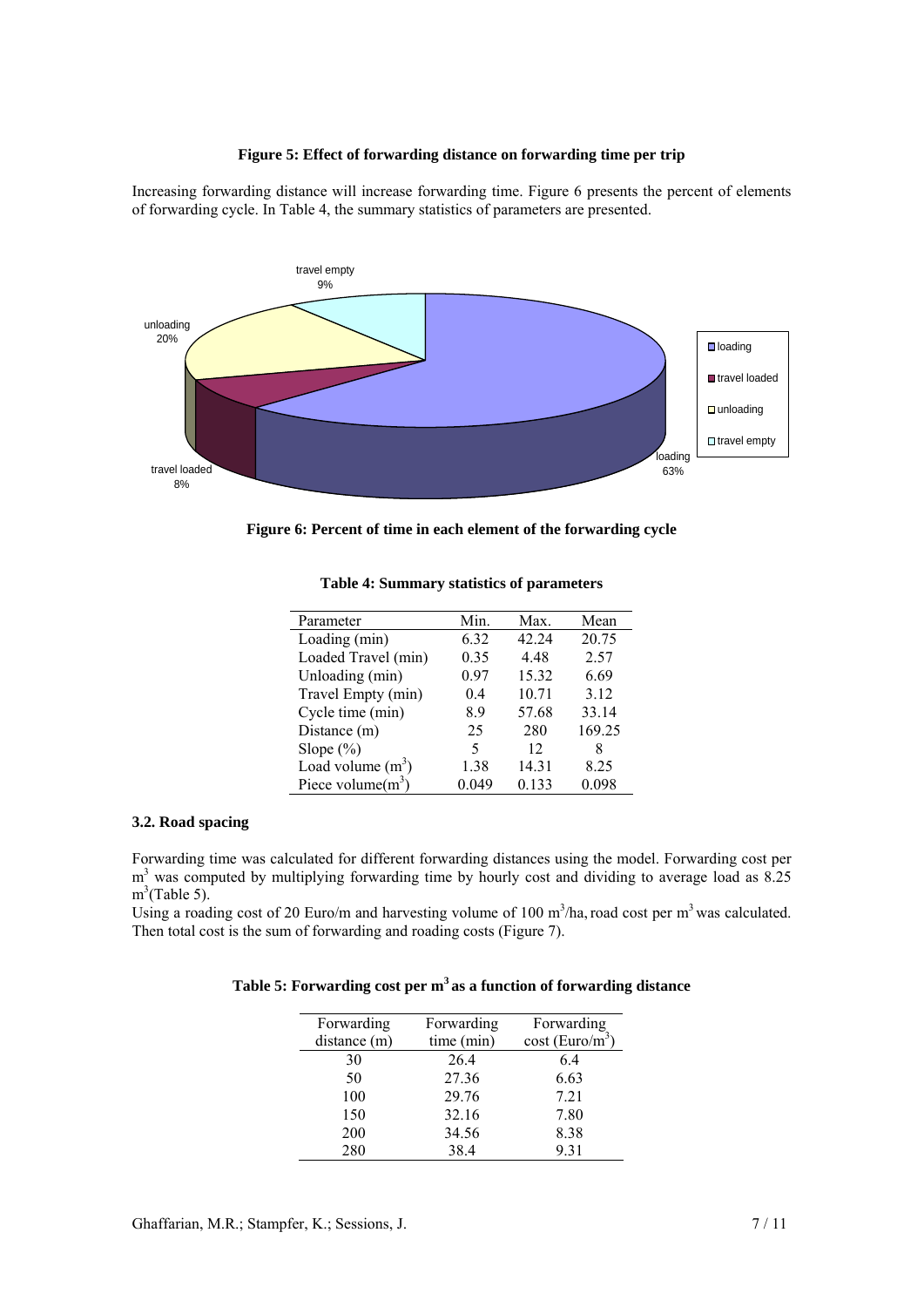**Figure 5: Effect of forwarding distance on forwarding time per trip**

Increasing forwarding distance will increase forwarding time. Figure 6 presents the percent of elements of forwarding cycle. In Table 4, the summary statistics of parameters are presented.

**Figure 6: Percent of time in each element of the forwarding cycle**

**Table 4: Summary statistics of parameters**

| Parameter | Min. | Max. | Mean |
|---|---|---|---|
| Loading (min) | 6.32 | 42.24 | 20.75 |
| Loaded Travel (min) | 0.35 | 4.48 | 2.57 |
| Unloading (min) | 0.97 | 15.32 | 6.69 |
| Travel Empty (min) | 0.4 | 10.71 | 3.12 |
| Cycle time (min) | 8.9 | 57.68 | 33.14 |
| Distance (m) | 25 | 280 | 169.25 |
| Slope (%) | 5 | 12 | 8 |
| Load volume ($m^3$) | 1.38 | 14.31 | 8.25 |
| Piece volume($m^3$) | 0.049 | 0.133 | 0.098 |

### 3.2. Road spacing

Forwarding time was calculated for different forwarding distances using the model. Forwarding cost per $m^3$ was computed by multiplying forwarding time by hourly cost and dividing to average load as 8.25 $m^3$(Table 5).

Using a roading cost of 20 Euro/m and harvesting volume of 100 $m^3$/ha, road cost per $m^3$ was calculated. Then total cost is the sum of forwarding and roading costs (Figure 7).

**Table 5: Forwarding cost per $m^3$ as a function of forwarding distance**

| Forwarding distance (m) | Forwarding time (min) | Forwarding cost (Euro/$m^3$) |
|---|---|---|
| 30 | 26.4 | 6.4 |
| 50 | 27.36 | 6.63 |
| 100 | 29.76 | 7.21 |
| 150 | 32.16 | 7.80 |
| 200 | 34.56 | 8.38 |
| 280 | 38.4 | 9.31 |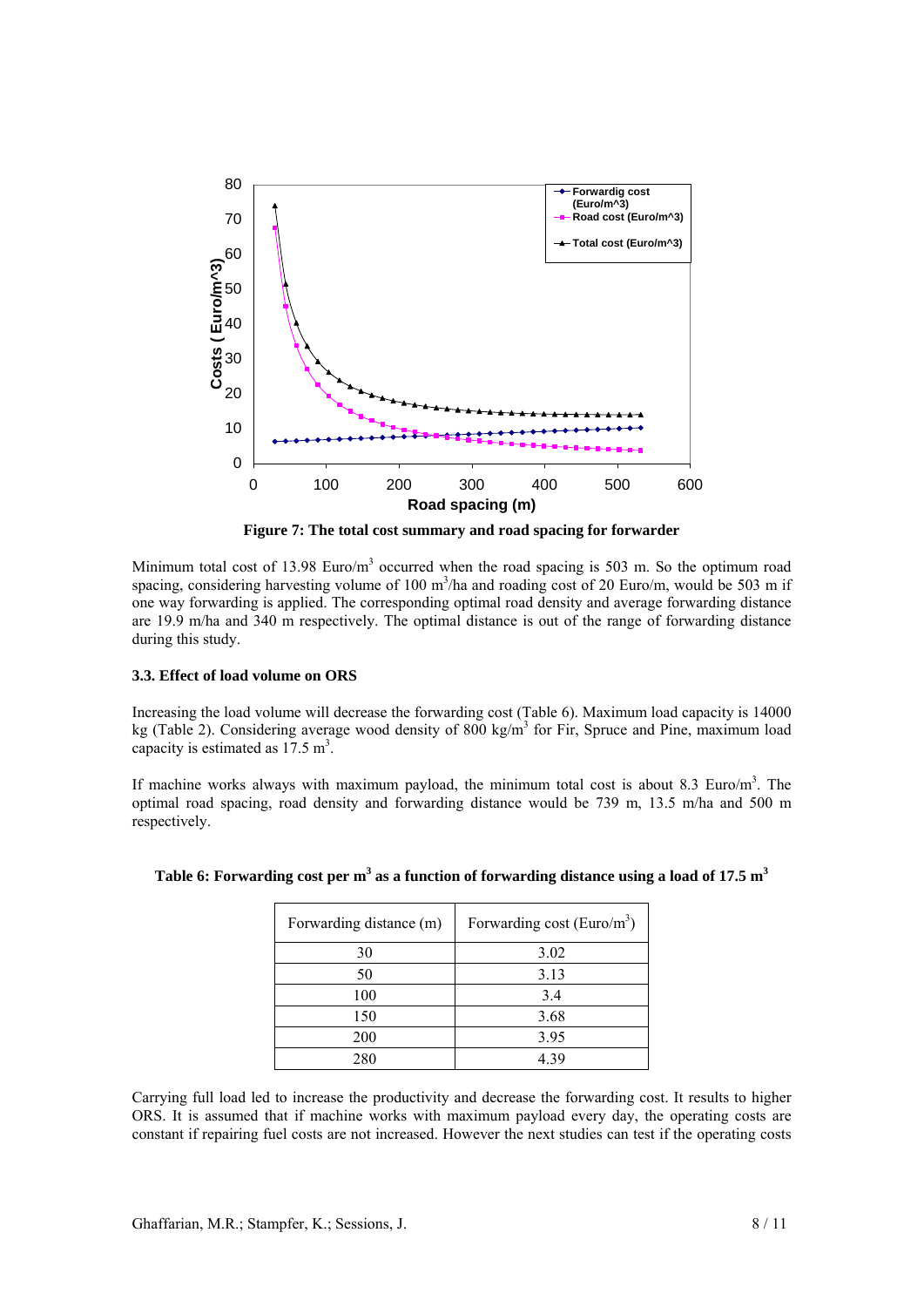Figure 7: The total cost summary and road spacing for forwarder

Minimum total cost of 13.98 Euro/m$^3$ occurred when the road spacing is 503 m. So the optimum road spacing, considering harvesting volume of 100 m$^3$/ha and roading cost of 20 Euro/m, would be 503 m if one way forwarding is applied. The corresponding optimal road density and average forwarding distance are 19.9 m/ha and 340 m respectively. The optimal distance is out of the range of forwarding distance during this study.

### 3.3. Effect of load volume on ORS

Increasing the load volume will decrease the forwarding cost (Table 6). Maximum load capacity is 14000 kg (Table 2). Considering average wood density of 800 kg/m$^3$ for Fir, Spruce and Pine, maximum load capacity is estimated as 17.5 m$^3$.

If machine works always with maximum payload, the minimum total cost is about 8.3 Euro/m$^3$. The optimal road spacing, road density and forwarding distance would be 739 m, 13.5 m/ha and 500 m respectively.

**Table 6: Forwarding cost per m$^3$ as a function of forwarding distance using a load of 17.5 m$^3$**

| Forwarding distance (m) | Forwarding cost (Euro/m$^3$) |
|---|---|
| 30 | 3.02 |
| 50 | 3.13 |
| 100 | 3.4 |
| 150 | 3.68 |
| 200 | 3.95 |
| 280 | 4.39 |

Carrying full load led to increase the productivity and decrease the forwarding cost. It results to higher ORS. It is assumed that if machine works with maximum payload every day, the operating costs are constant if repairing fuel costs are not increased. However the next studies can test if the operating costs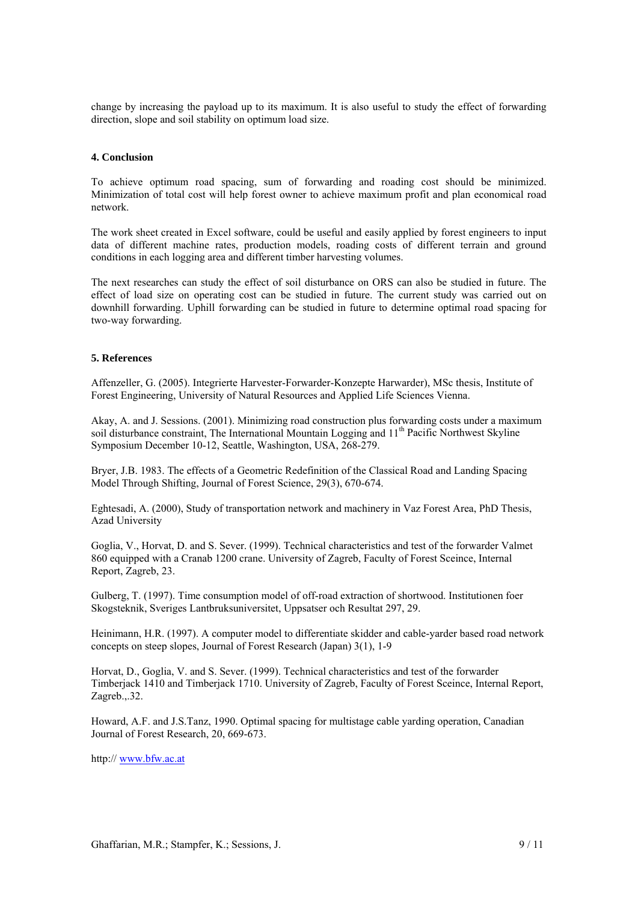change by increasing the payload up to its maximum. It is also useful to study the effect of forwarding direction, slope and soil stability on optimum load size.

## 4. Conclusion

To achieve optimum road spacing, sum of forwarding and roading cost should be minimized. Minimization of total cost will help forest owner to achieve maximum profit and plan economical road network.

The work sheet created in Excel software, could be useful and easily applied by forest engineers to input data of different machine rates, production models, roading costs of different terrain and ground conditions in each logging area and different timber harvesting volumes.

The next researches can study the effect of soil disturbance on ORS can also be studied in future. The effect of load size on operating cost can be studied in future. The current study was carried out on downhill forwarding. Uphill forwarding can be studied in future to determine optimal road spacing for two-way forwarding.

## 5. References

Affenzeller, G. (2005). Integrierte Harvester-Forwarder-Konzepte Harwarder), MSc thesis, Institute of Forest Engineering, University of Natural Resources and Applied Life Sciences Vienna.

Akay, A. and J. Sessions. (2001). Minimizing road construction plus forwarding costs under a maximum soil disturbance constraint, The International Mountain Logging and 11th Pacific Northwest Skyline Symposium December 10-12, Seattle, Washington, USA, 268-279.

Bryer, J.B. 1983. The effects of a Geometric Redefinition of the Classical Road and Landing Spacing Model Through Shifting, Journal of Forest Science, 29(3), 670-674.

Eghtesadi, A. (2000), Study of transportation network and machinery in Vaz Forest Area, PhD Thesis, Azad University

Goglia, V., Horvat, D. and S. Sever. (1999). Technical characteristics and test of the forwarder Valmet 860 equipped with a Cranab 1200 crane. University of Zagreb, Faculty of Forest Sceince, Internal Report, Zagreb, 23.

Gulberg, T. (1997). Time consumption model of off-road extraction of shortwood. Institutionen foer Skogsteknik, Sveriges Lantbruksuniversitet, Uppsatser och Resultat 297, 29.

Heinimann, H.R. (1997). A computer model to differentiate skidder and cable-yarder based road network concepts on steep slopes, Journal of Forest Research (Japan) 3(1), 1-9

Horvat, D., Goglia, V. and S. Sever. (1999). Technical characteristics and test of the forwarder Timberjack 1410 and Timberjack 1710. University of Zagreb, Faculty of Forest Sceince, Internal Report, Zagreb.,.32.

Howard, A.F. and J.S.Tanz, 1990. Optimal spacing for multistage cable yarding operation, Canadian Journal of Forest Research, 20, 669-673.

http:// www.bfw.ac.at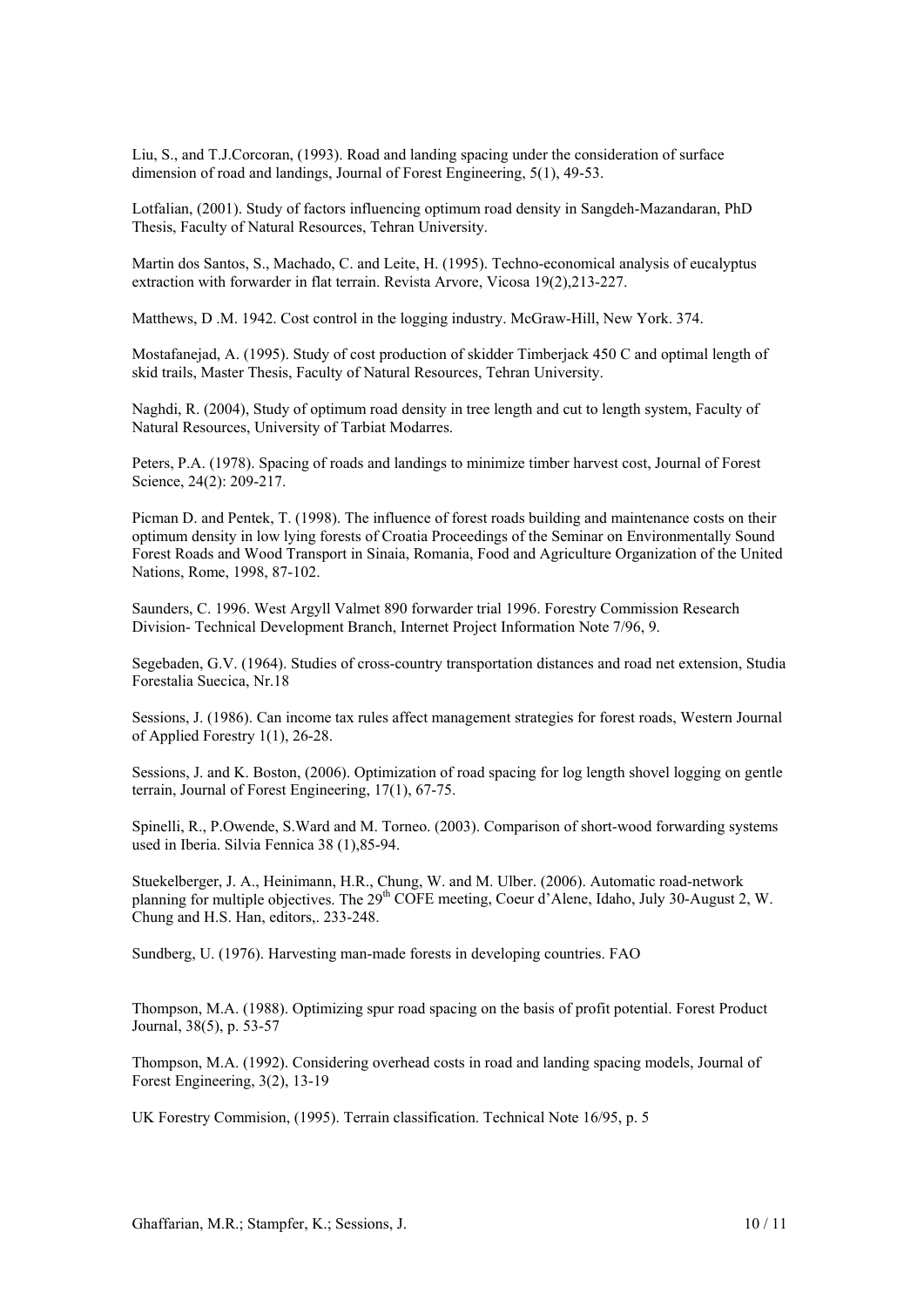Liu, S., and T.J.Corcoran, (1993). Road and landing spacing under the consideration of surface dimension of road and landings, Journal of Forest Engineering, 5(1), 49-53.

Lotfalian, (2001). Study of factors influencing optimum road density in Sangdeh-Mazandaran, PhD Thesis, Faculty of Natural Resources, Tehran University.

Martin dos Santos, S., Machado, C. and Leite, H. (1995). Techno-economical analysis of eucalyptus extraction with forwarder in flat terrain. Revista Arvore, Vicosa 19(2),213-227.

Matthews, D .M. 1942. Cost control in the logging industry. McGraw-Hill, New York. 374.

Mostafanejad, A. (1995). Study of cost production of skidder Timberjack 450 C and optimal length of skid trails, Master Thesis, Faculty of Natural Resources, Tehran University.

Naghdi, R. (2004), Study of optimum road density in tree length and cut to length system, Faculty of Natural Resources, University of Tarbiat Modarres.

Peters, P.A. (1978). Spacing of roads and landings to minimize timber harvest cost, Journal of Forest Science, 24(2): 209-217.

Picman D. and Pentek, T. (1998). The influence of forest roads building and maintenance costs on their optimum density in low lying forests of Croatia Proceedings of the Seminar on Environmentally Sound Forest Roads and Wood Transport in Sinaia, Romania, Food and Agriculture Organization of the United Nations, Rome, 1998, 87-102.

Saunders, C. 1996. West Argyll Valmet 890 forwarder trial 1996. Forestry Commission Research Division- Technical Development Branch, Internet Project Information Note 7/96, 9.

Segebaden, G.V. (1964). Studies of cross-country transportation distances and road net extension, Studia Forestalia Suecica, Nr.18

Sessions, J. (1986). Can income tax rules affect management strategies for forest roads, Western Journal of Applied Forestry 1(1), 26-28.

Sessions, J. and K. Boston, (2006). Optimization of road spacing for log length shovel logging on gentle terrain, Journal of Forest Engineering, 17(1), 67-75.

Spinelli, R., P.Owende, S.Ward and M. Torneo. (2003). Comparison of short-wood forwarding systems used in Iberia. Silvia Fennica 38 (1),85-94.

Stuekelberger, J. A., Heinimann, H.R., Chung, W. and M. Ulber. (2006). Automatic road-network planning for multiple objectives. The 29th COFE meeting, Coeur d'Alene, Idaho, July 30-August 2, W. Chung and H.S. Han, editors,. 233-248.

Sundberg, U. (1976). Harvesting man-made forests in developing countries. FAO

Thompson, M.A. (1988). Optimizing spur road spacing on the basis of profit potential. Forest Product Journal, 38(5), p. 53-57

Thompson, M.A. (1992). Considering overhead costs in road and landing spacing models, Journal of Forest Engineering, 3(2), 13-19

UK Forestry Commision, (1995). Terrain classification. Technical Note 16/95, p. 5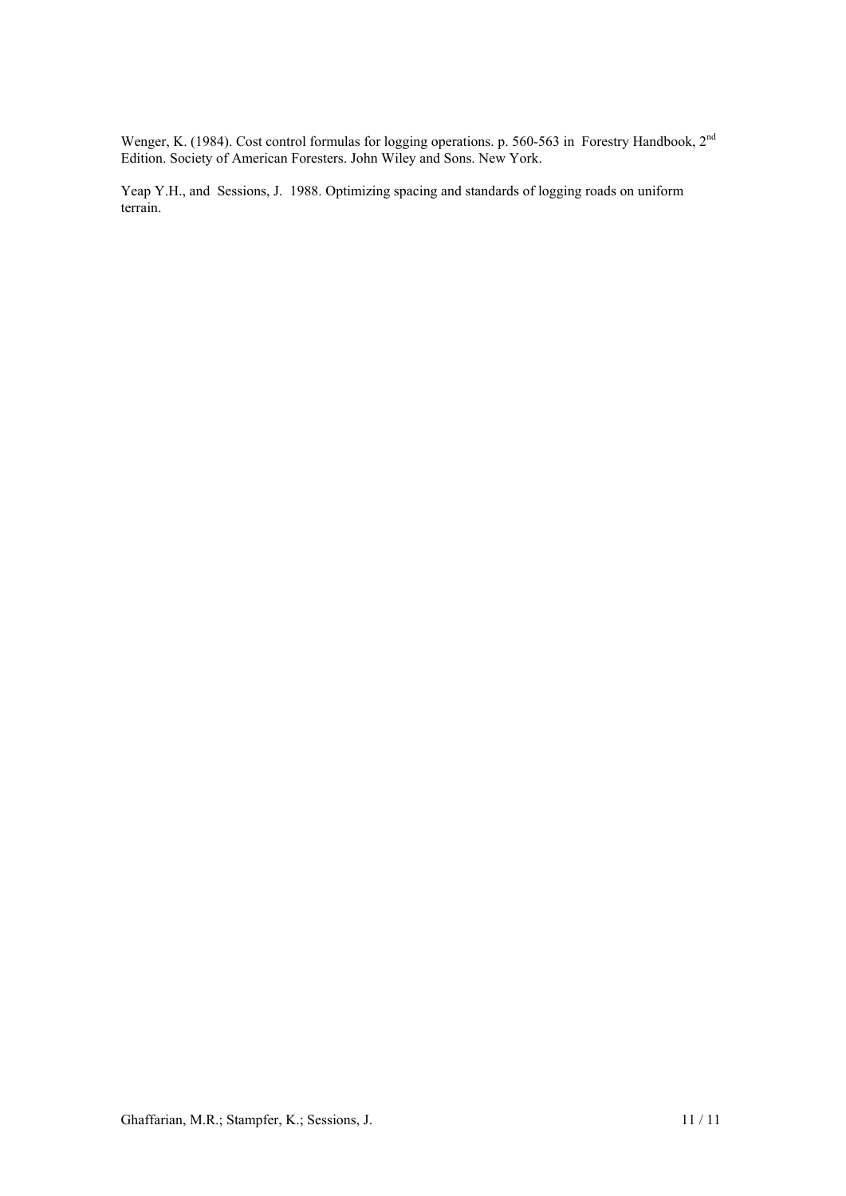Wenger, K. (1984). Cost control formulas for logging operations. p. 560-563 in Forestry Handbook, 2nd Edition. Society of American Foresters. John Wiley and Sons. New York.

Yeap Y.H., and Sessions, J. 1988. Optimizing spacing and standards of logging roads on uniform terrain.